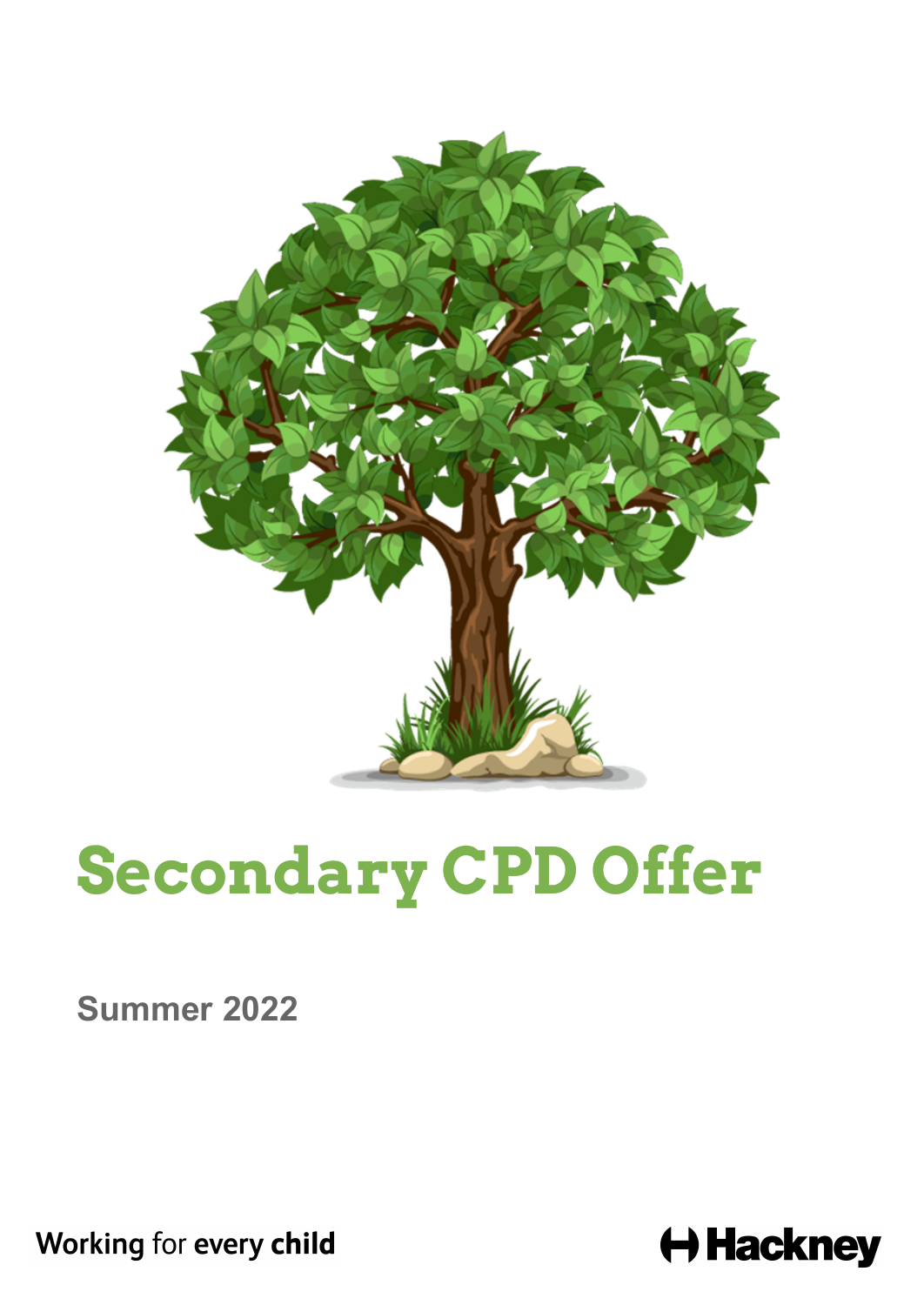# Secondary CPD Offer

**Summer 2022**

Working for every child

Hackney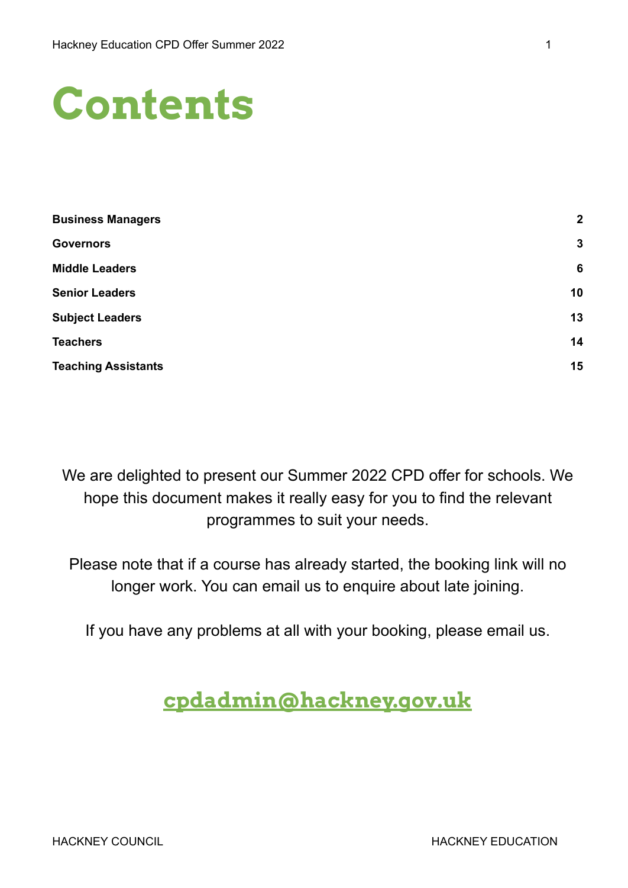# Contents

| | |
|---|---|
| **Business Managers** | **2** |
| **Governors** | **3** |
| **Middle Leaders** | **6** |
| **Senior Leaders** | **10** |
| **Subject Leaders** | **13** |
| **Teachers** | **14** |
| **Teaching Assistants** | **15** |

We are delighted to present our Summer 2022 CPD offer for schools. We hope this document makes it really easy for you to find the relevant programmes to suit your needs.

Please note that if a course has already started, the booking link will no longer work. You can email us to enquire about late joining.

If you have any problems at all with your booking, please email us.

## cpdadmin@hackney.gov.uk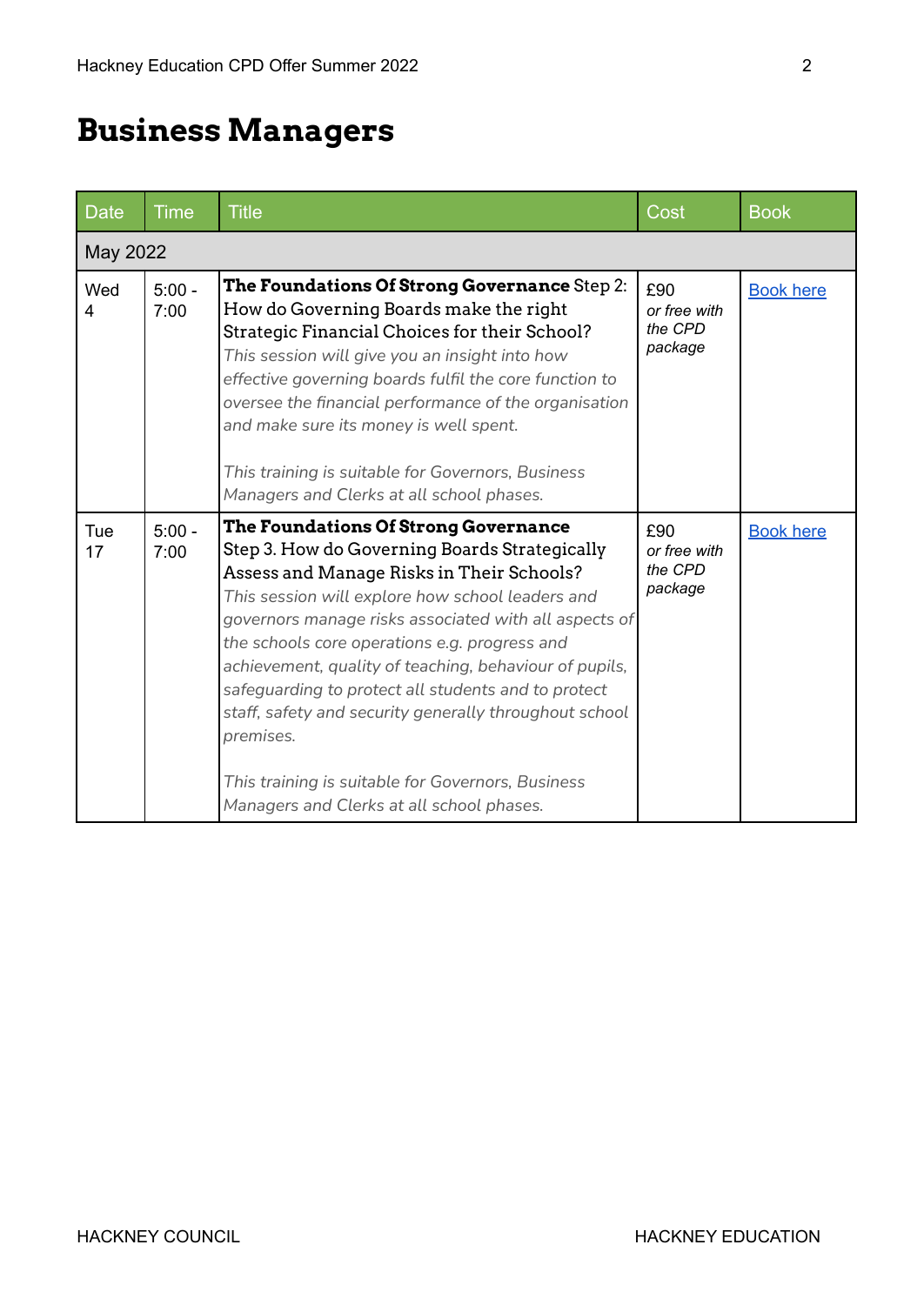# Business Managers

| Date | Time | Title | Cost | Book |
|---|---|---|---|---|
| May 2022 | | | | |
| Wed 4 | 5:00 - 7:00 | **The Foundations Of Strong Governance** Step 2: How do Governing Boards make the right Strategic Financial Choices for their School? *This session will give you an insight into how effective governing boards fulfil the core function to oversee the financial performance of the organisation and make sure its money is well spent.* *This training is suitable for Governors, Business Managers and Clerks at all school phases.* | £90 *or free with the CPD package* | Book here |
| Tue 17 | 5:00 - 7:00 | **The Foundations Of Strong Governance** Step 3. How do Governing Boards Strategically Assess and Manage Risks in Their Schools? *This session will explore how school leaders and governors manage risks associated with all aspects of the schools core operations e.g. progress and achievement, quality of teaching, behaviour of pupils, safeguarding to protect all students and to protect staff, safety and security generally throughout school premises.* *This training is suitable for Governors, Business Managers and Clerks at all school phases.* | £90 *or free with the CPD package* | Book here |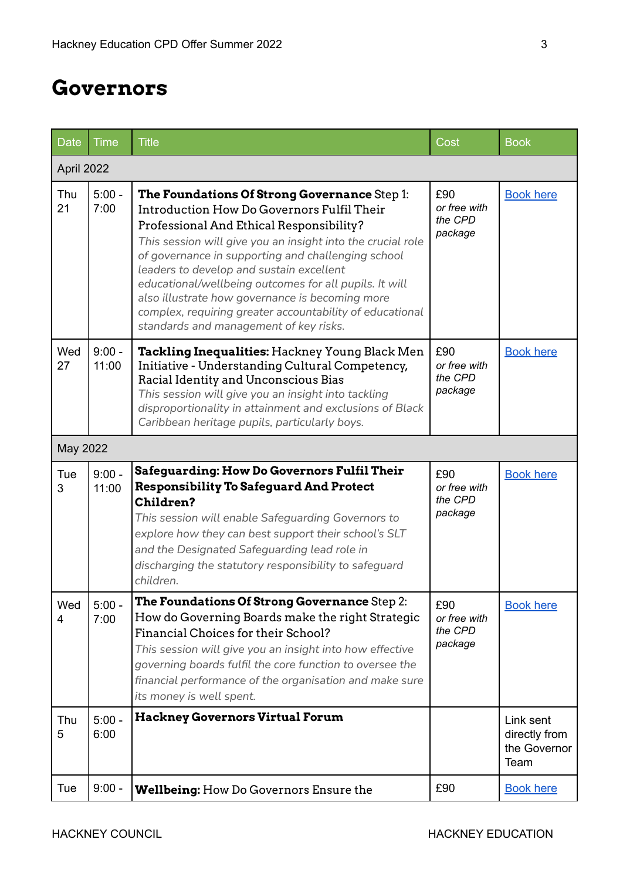# Governors

| Date | Time | Title | Cost | Book |
|---|---|---|---|---|
| April 2022 | | | | |
| Thu 21 | 5:00 - 7:00 | **The Foundations Of Strong Governance** Step 1: Introduction How Do Governors Fulfil Their Professional And Ethical Responsibility? *This session will give you an insight into the crucial role of governance in supporting and challenging school leaders to develop and sustain excellent educational/wellbeing outcomes for all pupils. It will also illustrate how governance is becoming more complex, requiring greater accountability of educational standards and management of key risks.* | £90 *or free with the CPD package* | Book here |
| Wed 27 | 9:00 - 11:00 | **Tackling Inequalities:** Hackney Young Black Men Initiative - Understanding Cultural Competency, Racial Identity and Unconscious Bias *This session will give you an insight into tackling disproportionality in attainment and exclusions of Black Caribbean heritage pupils, particularly boys.* | £90 *or free with the CPD package* | Book here |
| May 2022 | | | | |
| Tue 3 | 9:00 - 11:00 | **Safeguarding: How Do Governors Fulfil Their Responsibility To Safeguard And Protect Children?** *This session will enable Safeguarding Governors to explore how they can best support their school's SLT and the Designated Safeguarding lead role in discharging the statutory responsibility to safeguard children.* | £90 *or free with the CPD package* | Book here |
| Wed 4 | 5:00 - 7:00 | **The Foundations Of Strong Governance** Step 2: How do Governing Boards make the right Strategic Financial Choices for their School? *This session will give you an insight into how effective governing boards fulfil the core function to oversee the financial performance of the organisation and make sure its money is well spent.* | £90 *or free with the CPD package* | Book here |
| Thu 5 | 5:00 - 6:00 | **Hackney Governors Virtual Forum** | | Link sent directly from the Governor Team |
| Tue | 9:00 - | **Wellbeing:** How Do Governors Ensure the | £90 | Book here |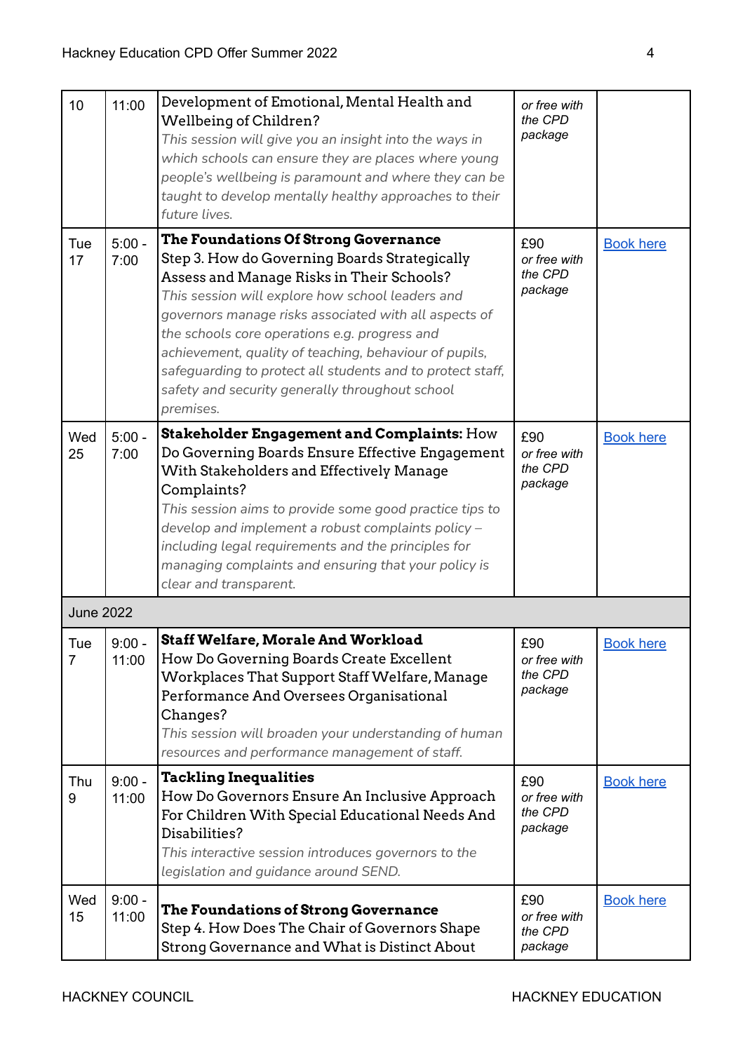| | | | | |
|---|---|---|---|---|
| 10 | 11:00 | Development of Emotional, Mental Health and Wellbeing of Children?<br>*This session will give you an insight into the ways in which schools can ensure they are places where young people's wellbeing is paramount and where they can be taught to develop mentally healthy approaches to their future lives.* | *or free with the CPD package* | |
| Tue 17 | 5:00 - 7:00 | **The Foundations Of Strong Governance**<br>Step 3. How do Governing Boards Strategically Assess and Manage Risks in Their Schools?<br>*This session will explore how school leaders and governors manage risks associated with all aspects of the schools core operations e.g. progress and achievement, quality of teaching, behaviour of pupils, safeguarding to protect all students and to protect staff, safety and security generally throughout school premises.* | £90<br>*or free with the CPD package* | Book here |
| Wed 25 | 5:00 - 7:00 | **Stakeholder Engagement and Complaints:** How Do Governing Boards Ensure Effective Engagement With Stakeholders and Effectively Manage Complaints?<br>*This session aims to provide some good practice tips to develop and implement a robust complaints policy – including legal requirements and the principles for managing complaints and ensuring that your policy is clear and transparent.* | £90<br>*or free with the CPD package* | Book here |
| June 2022 | | | | |
| Tue 7 | 9:00 - 11:00 | **Staff Welfare, Morale And Workload**<br>How Do Governing Boards Create Excellent Workplaces That Support Staff Welfare, Manage Performance And Oversees Organisational Changes?<br>*This session will broaden your understanding of human resources and performance management of staff.* | £90<br>*or free with the CPD package* | Book here |
| Thu 9 | 9:00 - 11:00 | **Tackling Inequalities**<br>How Do Governors Ensure An Inclusive Approach For Children With Special Educational Needs And Disabilities?<br>*This interactive session introduces governors to the legislation and guidance around SEND.* | £90<br>*or free with the CPD package* | Book here |
| Wed 15 | 9:00 - 11:00 | **The Foundations of Strong Governance**<br>Step 4. How Does The Chair of Governors Shape Strong Governance and What is Distinct About | £90<br>*or free with the CPD package* | Book here |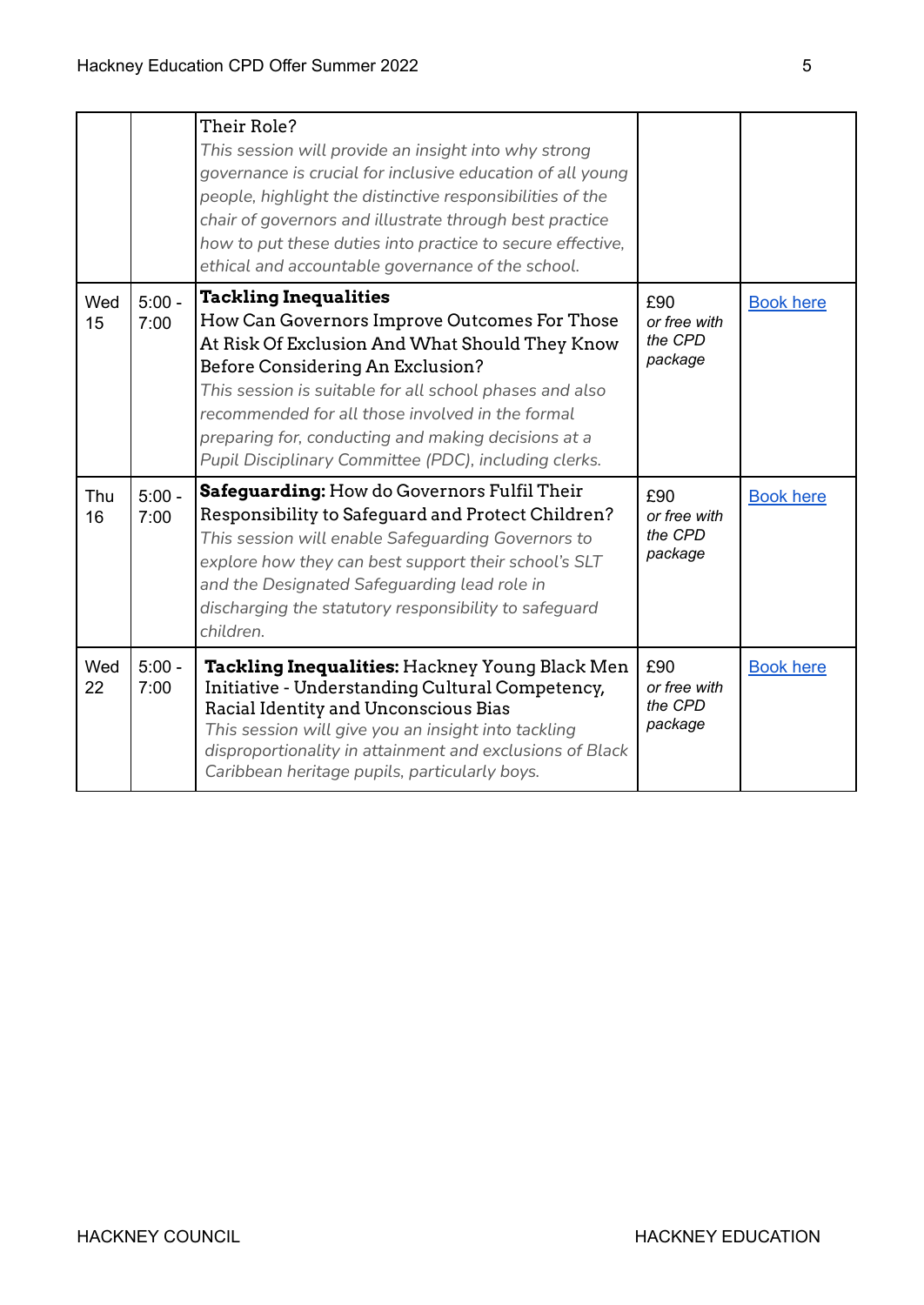| | | | | |
|---|---|---|---|---|
| | | Their Role?<br>*This session will provide an insight into why strong governance is crucial for inclusive education of all young people, highlight the distinctive responsibilities of the chair of governors and illustrate through best practice how to put these duties into practice to secure effective, ethical and accountable governance of the school.* | | |
| Wed 15 | 5:00 - 7:00 | **Tackling Inequalities**<br>How Can Governors Improve Outcomes For Those At Risk Of Exclusion And What Should They Know Before Considering An Exclusion?<br>*This session is suitable for all school phases and also recommended for all those involved in the formal preparing for, conducting and making decisions at a Pupil Disciplinary Committee (PDC), including clerks.* | £90 *or free with the CPD package* | Book here |
| Thu 16 | 5:00 - 7:00 | **Safeguarding:** How do Governors Fulfil Their Responsibility to Safeguard and Protect Children?<br>*This session will enable Safeguarding Governors to explore how they can best support their school's SLT and the Designated Safeguarding lead role in discharging the statutory responsibility to safeguard children.* | £90 *or free with the CPD package* | Book here |
| Wed 22 | 5:00 - 7:00 | **Tackling Inequalities:** Hackney Young Black Men Initiative - Understanding Cultural Competency, Racial Identity and Unconscious Bias<br>*This session will give you an insight into tackling disproportionality in attainment and exclusions of Black Caribbean heritage pupils, particularly boys.* | £90 *or free with the CPD package* | Book here |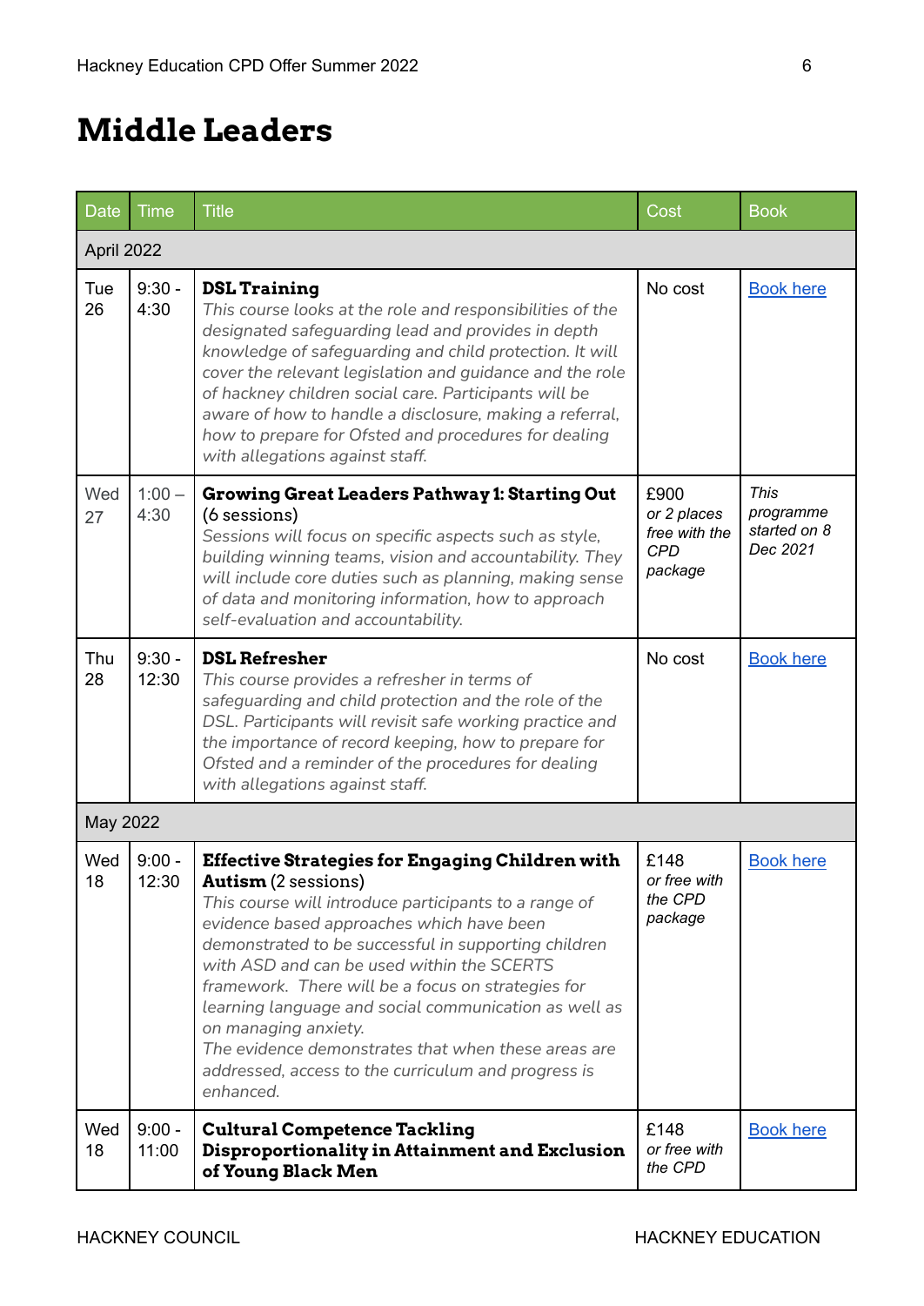# Middle Leaders

| Date | Time | Title | Cost | Book |
|---|---|---|---|---|
| April 2022 | | | | |
| Tue 26 | 9:30 - 4:30 | **DSL Training** *This course looks at the role and responsibilities of the designated safeguarding lead and provides in depth knowledge of safeguarding and child protection. It will cover the relevant legislation and guidance and the role of hackney children social care. Participants will be aware of how to handle a disclosure, making a referral, how to prepare for Ofsted and procedures for dealing with allegations against staff.* | No cost | Book here |
| Wed 27 | 1:00 – 4:30 | **Growing Great Leaders Pathway 1: Starting Out** (6 sessions) *Sessions will focus on specific aspects such as style, building winning teams, vision and accountability. They will include core duties such as planning, making sense of data and monitoring information, how to approach self-evaluation and accountability.* | £900 *or 2 places free with the CPD package* | *This programme started on 8 Dec 2021* |
| Thu 28 | 9:30 - 12:30 | **DSL Refresher** *This course provides a refresher in terms of safeguarding and child protection and the role of the DSL. Participants will revisit safe working practice and the importance of record keeping, how to prepare for Ofsted and a reminder of the procedures for dealing with allegations against staff.* | No cost | Book here |
| May 2022 | | | | |
| Wed 18 | 9:00 - 12:30 | **Effective Strategies for Engaging Children with Autism** (2 sessions) *This course will introduce participants to a range of evidence based approaches which have been demonstrated to be successful in supporting children with ASD and can be used within the SCERTS framework. There will be a focus on strategies for learning language and social communication as well as on managing anxiety. The evidence demonstrates that when these areas are addressed, access to the curriculum and progress is enhanced.* | £148 *or free with the CPD package* | Book here |
| Wed 18 | 9:00 - 11:00 | **Cultural Competence Tackling Disproportionality in Attainment and Exclusion of Young Black Men** | £148 *or free with the CPD* | Book here |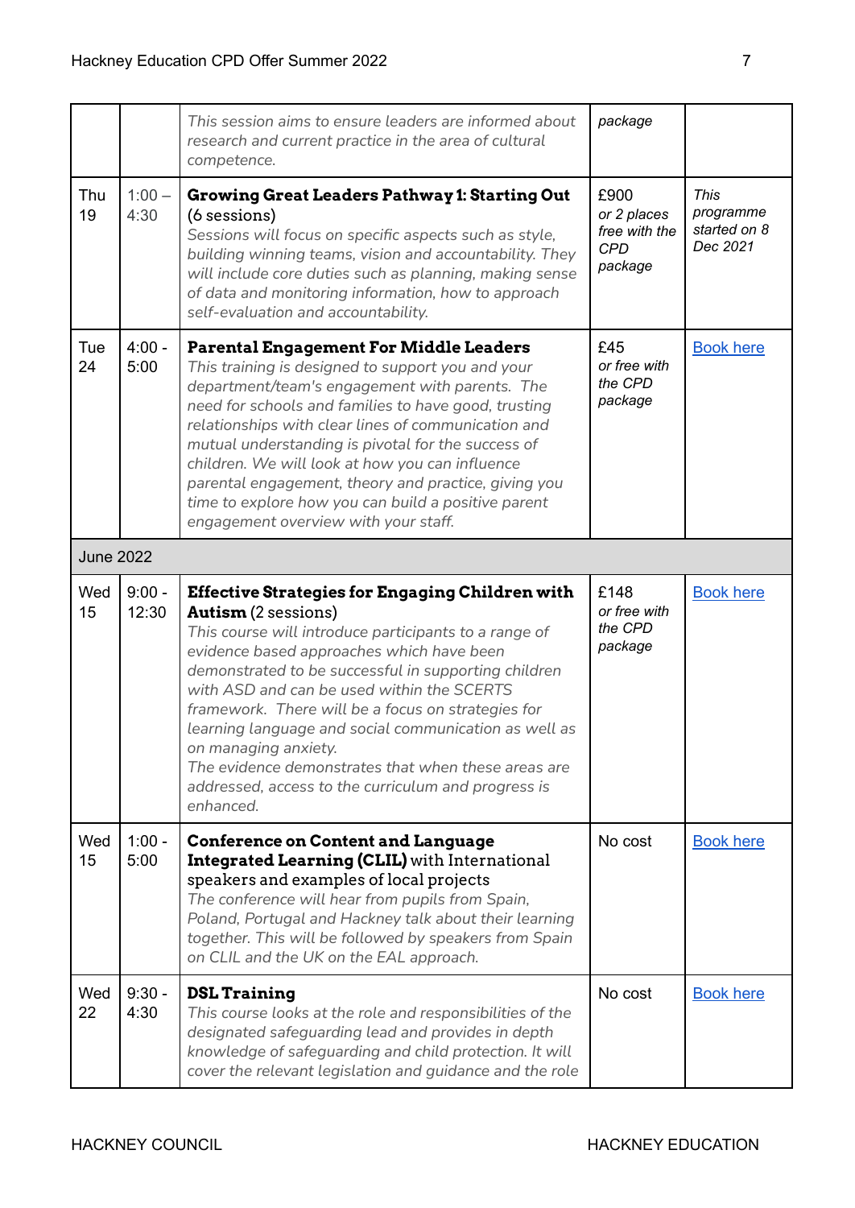| | | | | |
|---|---|---|---|---|
| | | *This session aims to ensure leaders are informed about research and current practice in the area of cultural competence.* | *package* | |
| Thu 19 | 1:00 – 4:30 | **Growing Great Leaders Pathway 1: Starting Out** (6 sessions) *Sessions will focus on specific aspects such as style, building winning teams, vision and accountability. They will include core duties such as planning, making sense of data and monitoring information, how to approach self-evaluation and accountability.* | £900 *or 2 places free with the CPD package* | *This programme started on 8 Dec 2021* |
| Tue 24 | 4:00 - 5:00 | **Parental Engagement For Middle Leaders** *This training is designed to support you and your department/team's engagement with parents. The need for schools and families to have good, trusting relationships with clear lines of communication and mutual understanding is pivotal for the success of children. We will look at how you can influence parental engagement, theory and practice, giving you time to explore how you can build a positive parent engagement overview with your staff.* | £45 *or free with the CPD package* | Book here |
| June 2022 | | | | |
| Wed 15 | 9:00 - 12:30 | **Effective Strategies for Engaging Children with Autism** (2 sessions) *This course will introduce participants to a range of evidence based approaches which have been demonstrated to be successful in supporting children with ASD and can be used within the SCERTS framework. There will be a focus on strategies for learning language and social communication as well as on managing anxiety.* *The evidence demonstrates that when these areas are addressed, access to the curriculum and progress is enhanced.* | £148 *or free with the CPD package* | Book here |
| Wed 15 | 1:00 - 5:00 | **Conference on Content and Language Integrated Learning (CLIL)** with International speakers and examples of local projects *The conference will hear from pupils from Spain, Poland, Portugal and Hackney talk about their learning together. This will be followed by speakers from Spain on CLIL and the UK on the EAL approach.* | No cost | Book here |
| Wed 22 | 9:30 - 4:30 | **DSL Training** *This course looks at the role and responsibilities of the designated safeguarding lead and provides in depth knowledge of safeguarding and child protection. It will cover the relevant legislation and guidance and the role* | No cost | Book here |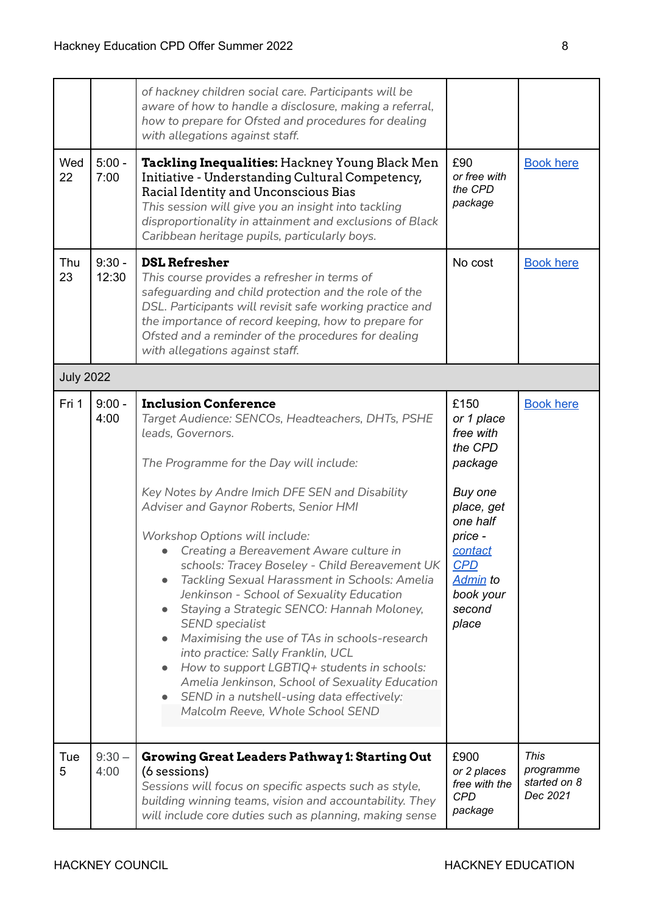| | | | | |
|---|---|---|---|---|
| | | *of hackney children social care. Participants will be aware of how to handle a disclosure, making a referral, how to prepare for Ofsted and procedures for dealing with allegations against staff.* | | |
| Wed 22 | 5:00 - 7:00 | **Tackling Inequalities:** Hackney Young Black Men Initiative - Understanding Cultural Competency, Racial Identity and Unconscious Bias<br>*This session will give you an insight into tackling disproportionality in attainment and exclusions of Black Caribbean heritage pupils, particularly boys.* | £90<br>*or free with the CPD package* | Book here |
| Thu 23 | 9:30 - 12:30 | **DSL Refresher**<br>*This course provides a refresher in terms of safeguarding and child protection and the role of the DSL. Participants will revisit safe working practice and the importance of record keeping, how to prepare for Ofsted and a reminder of the procedures for dealing with allegations against staff.* | No cost | Book here |
| **July 2022** | | | | |
| Fri 1 | 9:00 - 4:00 | **Inclusion Conference**<br>*Target Audience: SENCOs, Headteachers, DHTs, PSHE leads, Governors.*<br><br>*The Programme for the Day will include:*<br><br>*Key Notes by Andre Imich DFE SEN and Disability Adviser and Gaynor Roberts, Senior HMI*<br><br>*Workshop Options will include:*<br>• *Creating a Bereavement Aware culture in schools: Tracey Boseley - Child Bereavement UK*<br>• *Tackling Sexual Harassment in Schools: Amelia Jenkinson - School of Sexuality Education*<br>• *Staying a Strategic SENCO: Hannah Moloney, SEND specialist*<br>• *Maximising the use of TAs in schools-research into practice: Sally Franklin, UCL*<br>• *How to support LGBTIQ+ students in schools: Amelia Jenkinson, School of Sexuality Education*<br>• *SEND in a nutshell-using data effectively: Malcolm Reeve, Whole School SEND* | £150<br>*or 1 place free with the CPD package*<br><br>*Buy one place, get one half price - contact CPD Admin to book your second place* | Book here |
| Tue 5 | 9:30 – 4:00 | **Growing Great Leaders Pathway 1: Starting Out** (6 sessions)<br>*Sessions will focus on specific aspects such as style, building winning teams, vision and accountability. They will include core duties such as planning, making sense* | £900<br>*or 2 places free with the CPD package* | *This programme started on 8 Dec 2021* |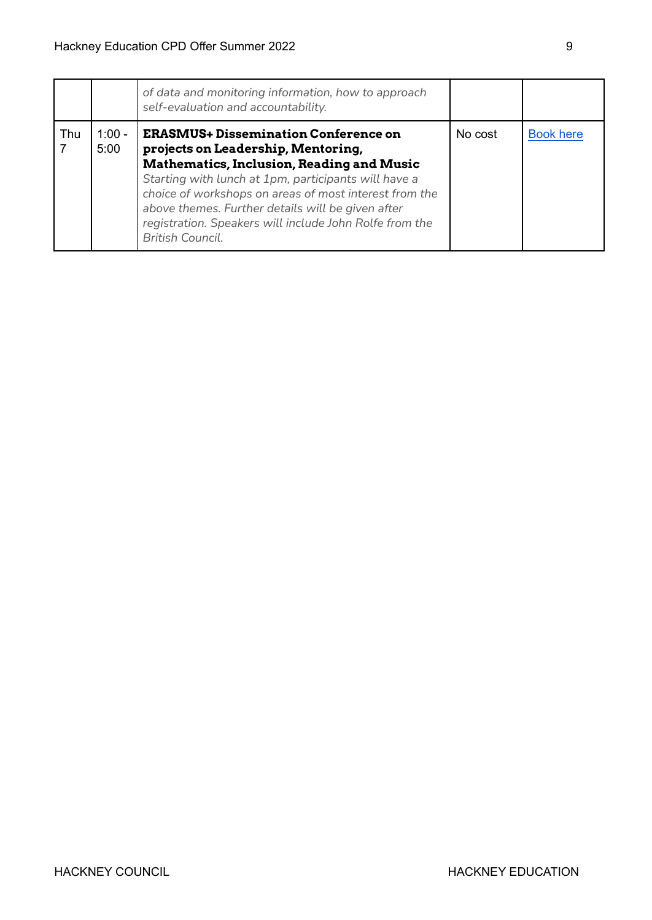| | | | | |
|---|---|---|---|---|
| | | *of data and monitoring information, how to approach self-evaluation and accountability.* | | |
| Thu 7 | 1:00 - 5:00 | **ERASMUS+ Dissemination Conference on projects on Leadership, Mentoring, Mathematics, Inclusion, Reading and Music** *Starting with lunch at 1pm, participants will have a choice of workshops on areas of most interest from the above themes. Further details will be given after registration. Speakers will include John Rolfe from the British Council.* | No cost | Book here |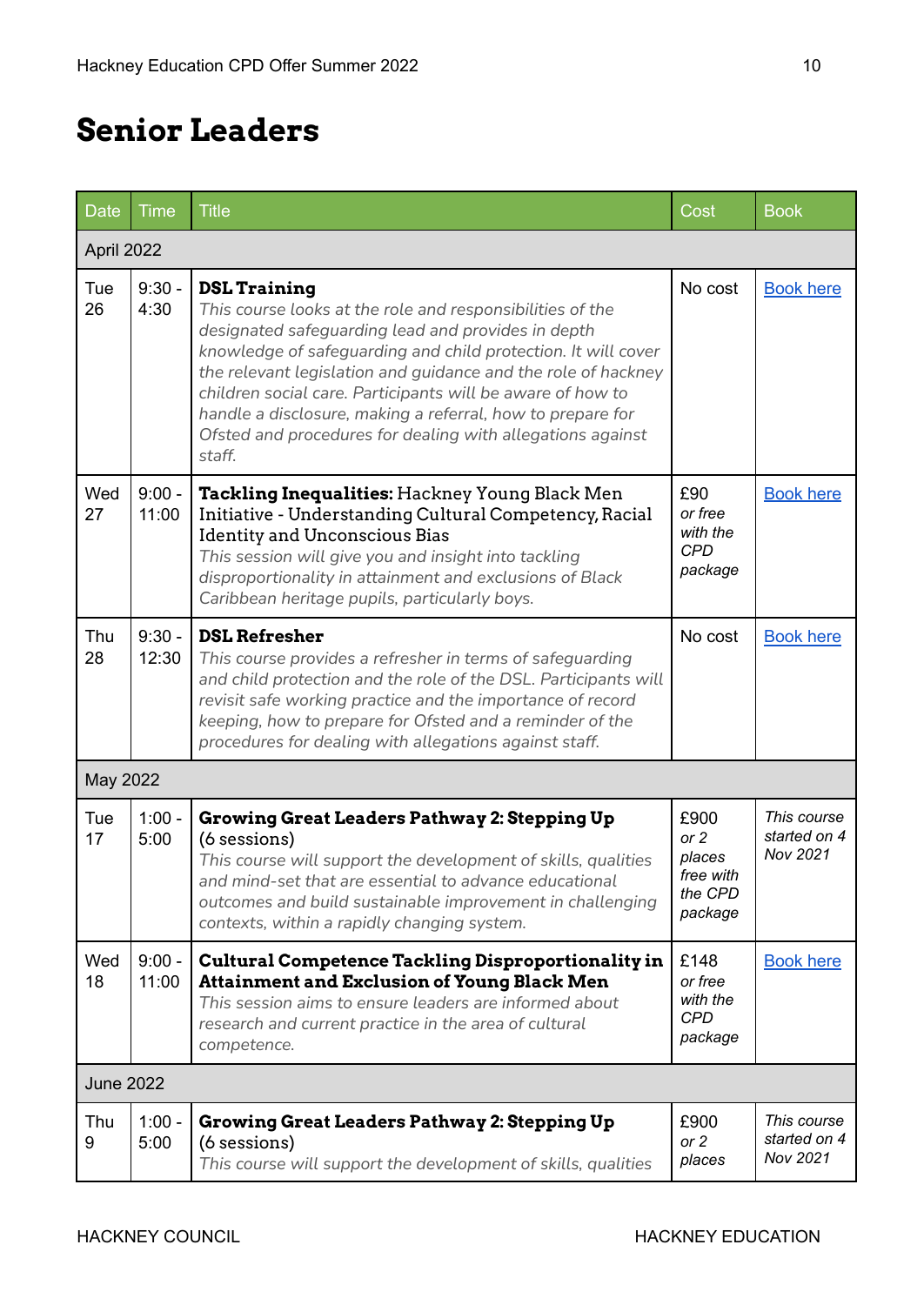# Senior Leaders

| Date | Time | Title | Cost | Book |
|---|---|---|---|---|
| April 2022 | | | | |
| Tue 26 | 9:30 - 4:30 | **DSL Training** *This course looks at the role and responsibilities of the designated safeguarding lead and provides in depth knowledge of safeguarding and child protection. It will cover the relevant legislation and guidance and the role of hackney children social care. Participants will be aware of how to handle a disclosure, making a referral, how to prepare for Ofsted and procedures for dealing with allegations against staff.* | No cost | Book here |
| Wed 27 | 9:00 - 11:00 | **Tackling Inequalities:** Hackney Young Black Men Initiative - Understanding Cultural Competency, Racial Identity and Unconscious Bias *This session will give you and insight into tackling disproportionality in attainment and exclusions of Black Caribbean heritage pupils, particularly boys.* | £90 *or free with the CPD package* | Book here |
| Thu 28 | 9:30 - 12:30 | **DSL Refresher** *This course provides a refresher in terms of safeguarding and child protection and the role of the DSL. Participants will revisit safe working practice and the importance of record keeping, how to prepare for Ofsted and a reminder of the procedures for dealing with allegations against staff.* | No cost | Book here |
| May 2022 | | | | |
| Tue 17 | 1:00 - 5:00 | **Growing Great Leaders Pathway 2: Stepping Up** (6 sessions) *This course will support the development of skills, qualities and mind-set that are essential to advance educational outcomes and build sustainable improvement in challenging contexts, within a rapidly changing system.* | £900 *or 2 places free with the CPD package* | *This course started on 4 Nov 2021* |
| Wed 18 | 9:00 - 11:00 | **Cultural Competence Tackling Disproportionality in Attainment and Exclusion of Young Black Men** *This session aims to ensure leaders are informed about research and current practice in the area of cultural competence.* | £148 *or free with the CPD package* | Book here |
| June 2022 | | | | |
| Thu 9 | 1:00 - 5:00 | **Growing Great Leaders Pathway 2: Stepping Up** (6 sessions) *This course will support the development of skills, qualities* | £900 *or 2 places* | *This course started on 4 Nov 2021* |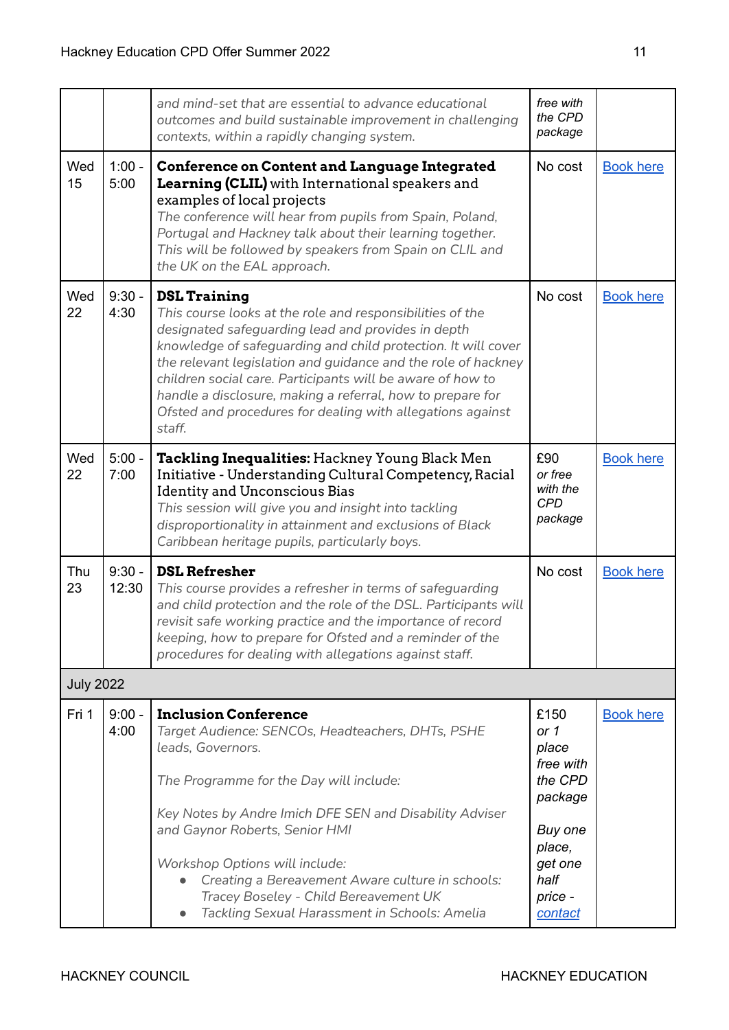| | | | | |
|---|---|---|---|---|
| | | *and mind-set that are essential to advance educational outcomes and build sustainable improvement in challenging contexts, within a rapidly changing system.* | *free with the CPD package* | |
| Wed 15 | 1:00 - 5:00 | **Conference on Content and Language Integrated Learning (CLIL)** with International speakers and examples of local projects<br>*The conference will hear from pupils from Spain, Poland, Portugal and Hackney talk about their learning together. This will be followed by speakers from Spain on CLIL and the UK on the EAL approach.* | No cost | Book here |
| Wed 22 | 9:30 - 4:30 | **DSL Training**<br>*This course looks at the role and responsibilities of the designated safeguarding lead and provides in depth knowledge of safeguarding and child protection. It will cover the relevant legislation and guidance and the role of hackney children social care. Participants will be aware of how to handle a disclosure, making a referral, how to prepare for Ofsted and procedures for dealing with allegations against staff.* | No cost | Book here |
| Wed 22 | 5:00 - 7:00 | **Tackling Inequalities:** Hackney Young Black Men Initiative - Understanding Cultural Competency, Racial Identity and Unconscious Bias<br>*This session will give you and insight into tackling disproportionality in attainment and exclusions of Black Caribbean heritage pupils, particularly boys.* | £90 *or free with the CPD package* | Book here |
| Thu 23 | 9:30 - 12:30 | **DSL Refresher**<br>*This course provides a refresher in terms of safeguarding and child protection and the role of the DSL. Participants will revisit safe working practice and the importance of record keeping, how to prepare for Ofsted and a reminder of the procedures for dealing with allegations against staff.* | No cost | Book here |
| July 2022 | | | | |
| Fri 1 | 9:00 - 4:00 | **Inclusion Conference**<br>*Target Audience: SENCOs, Headteachers, DHTs, PSHE leads, Governors.*<br><br>*The Programme for the Day will include:*<br><br>*Key Notes by Andre Imich DFE SEN and Disability Adviser and Gaynor Roberts, Senior HMI*<br><br>*Workshop Options will include:*<br>• *Creating a Bereavement Aware culture in schools: Tracey Boseley - Child Bereavement UK*<br>• *Tackling Sexual Harassment in Schools: Amelia* | £150 *or 1 place free with the CPD package*<br><br>*Buy one place, get one half price - contact* | Book here |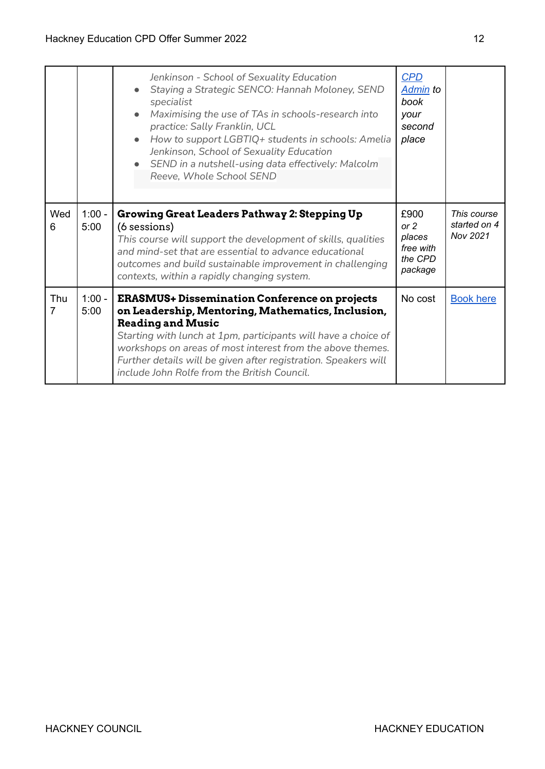| | | | | |
|---|---|---|---|---|
| | | *Jenkinson - School of Sexuality Education*<br>• *Staying a Strategic SENCO: Hannah Moloney, SEND specialist*<br>• *Maximising the use of TAs in schools-research into practice: Sally Franklin, UCL*<br>• *How to support LGBTIQ+ students in schools: Amelia Jenkinson, School of Sexuality Education*<br>• *SEND in a nutshell-using data effectively: Malcolm Reeve, Whole School SEND* | *CPD Admin to book your second place* | |
| Wed 6 | 1:00 - 5:00 | **Growing Great Leaders Pathway 2: Stepping Up** (6 sessions)<br>*This course will support the development of skills, qualities and mind-set that are essential to advance educational outcomes and build sustainable improvement in challenging contexts, within a rapidly changing system.* | £900 *or 2 places free with the CPD package* | *This course started on 4 Nov 2021* |
| Thu 7 | 1:00 - 5:00 | **ERASMUS+ Dissemination Conference on projects on Leadership, Mentoring, Mathematics, Inclusion, Reading and Music**<br>*Starting with lunch at 1pm, participants will have a choice of workshops on areas of most interest from the above themes. Further details will be given after registration. Speakers will include John Rolfe from the British Council.* | No cost | Book here |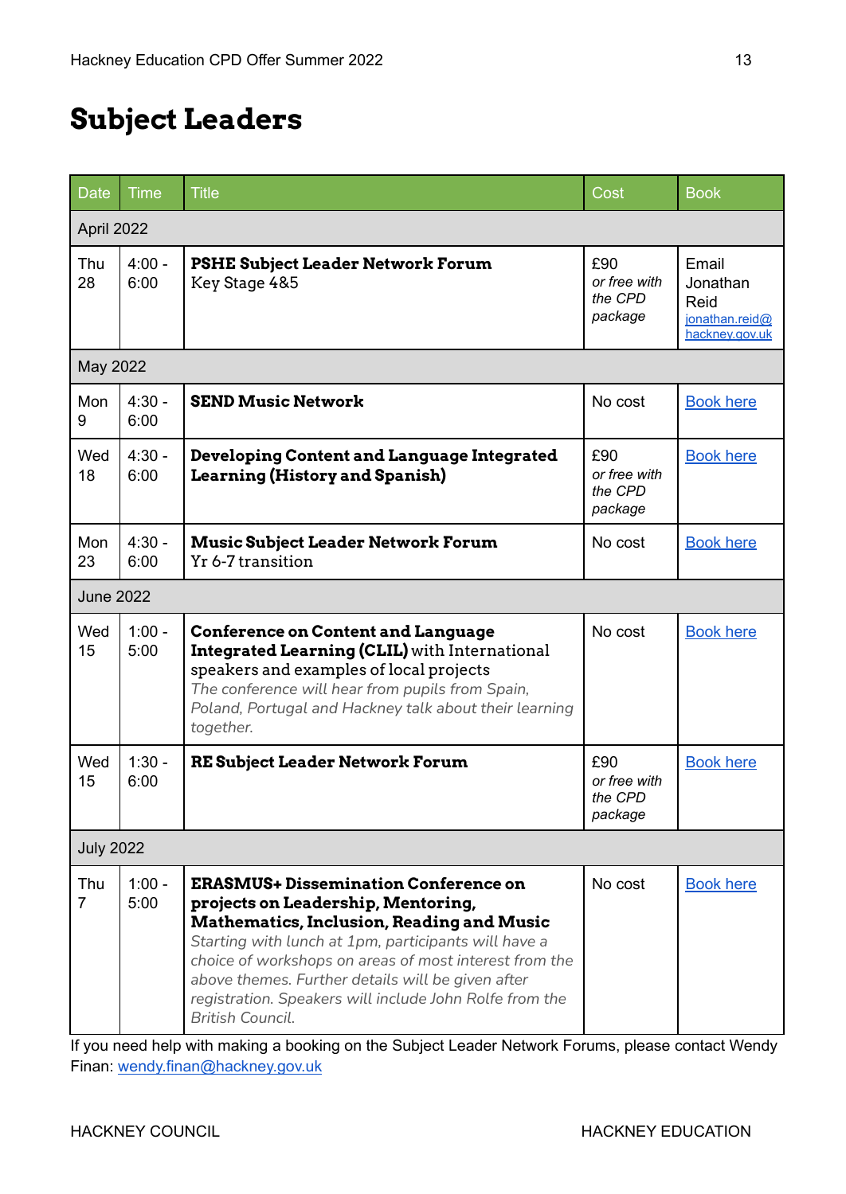# Subject Leaders

| Date | Time | Title | Cost | Book |
|---|---|---|---|---|
| April 2022 | | | | |
| Thu 28 | 4:00 - 6:00 | **PSHE Subject Leader Network Forum** Key Stage 4&5 | £90 *or free with the CPD package* | Email Jonathan Reid jonathan.reid@hackney.gov.uk |
| May 2022 | | | | |
| Mon 9 | 4:30 - 6:00 | **SEND Music Network** | No cost | Book here |
| Wed 18 | 4:30 - 6:00 | **Developing Content and Language Integrated Learning (History and Spanish)** | £90 *or free with the CPD package* | Book here |
| Mon 23 | 4:30 - 6:00 | **Music Subject Leader Network Forum** Yr 6-7 transition | No cost | Book here |
| June 2022 | | | | |
| Wed 15 | 1:00 - 5:00 | **Conference on Content and Language Integrated Learning (CLIL)** with International speakers and examples of local projects *The conference will hear from pupils from Spain, Poland, Portugal and Hackney talk about their learning together.* | No cost | Book here |
| Wed 15 | 1:30 - 6:00 | **RE Subject Leader Network Forum** | £90 *or free with the CPD package* | Book here |
| July 2022 | | | | |
| Thu 7 | 1:00 - 5:00 | **ERASMUS+ Dissemination Conference on projects on Leadership, Mentoring, Mathematics, Inclusion, Reading and Music** *Starting with lunch at 1pm, participants will have a choice of workshops on areas of most interest from the above themes. Further details will be given after registration. Speakers will include John Rolfe from the British Council.* | No cost | Book here |

If you need help with making a booking on the Subject Leader Network Forums, please contact Wendy Finan: wendy.finan@hackney.gov.uk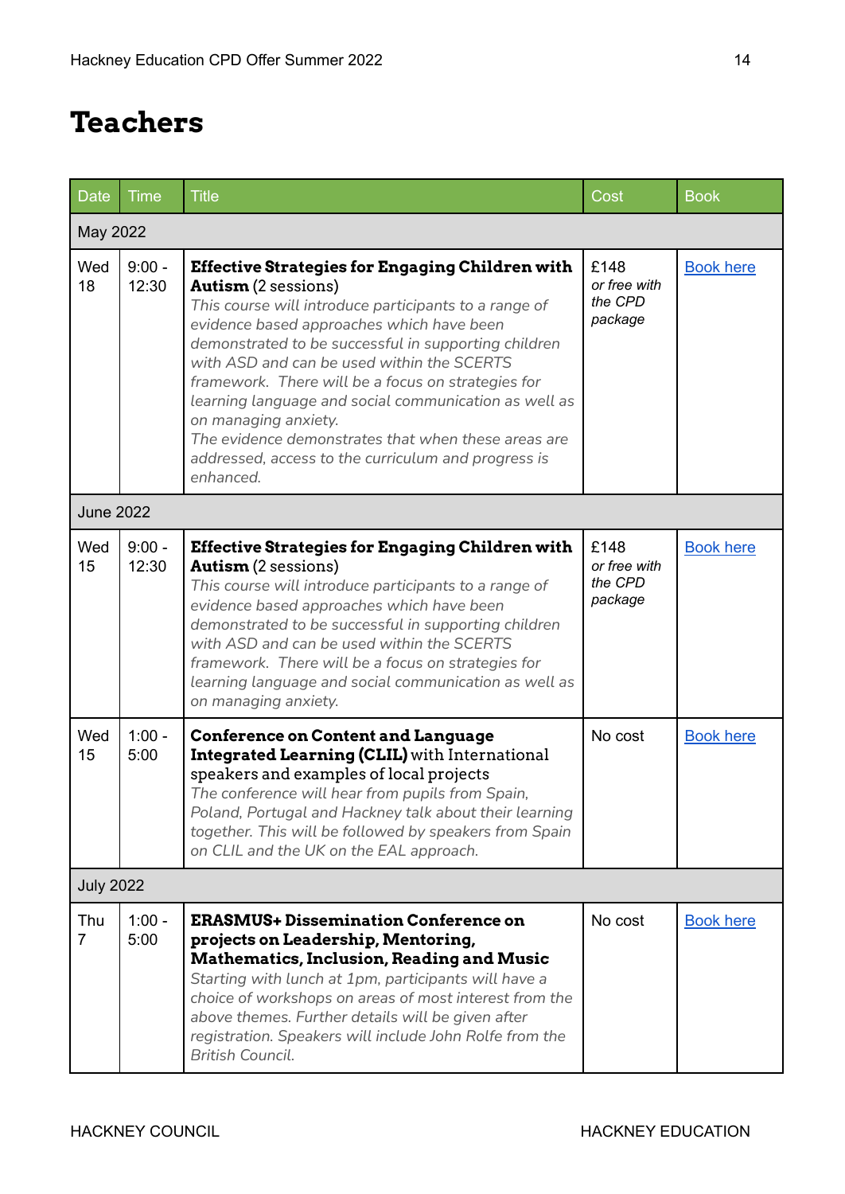# Teachers

| Date | Time | Title | Cost | Book |
|---|---|---|---|---|
| **May 2022** | | | | |
| Wed 18 | 9:00 - 12:30 | **Effective Strategies for Engaging Children with Autism** (2 sessions) *This course will introduce participants to a range of evidence based approaches which have been demonstrated to be successful in supporting children with ASD and can be used within the SCERTS framework. There will be a focus on strategies for learning language and social communication as well as on managing anxiety. The evidence demonstrates that when these areas are addressed, access to the curriculum and progress is enhanced.* | £148 *or free with the CPD package* | Book here |
| **June 2022** | | | | |
| Wed 15 | 9:00 - 12:30 | **Effective Strategies for Engaging Children with Autism** (2 sessions) *This course will introduce participants to a range of evidence based approaches which have been demonstrated to be successful in supporting children with ASD and can be used within the SCERTS framework. There will be a focus on strategies for learning language and social communication as well as on managing anxiety.* | £148 *or free with the CPD package* | Book here |
| Wed 15 | 1:00 - 5:00 | **Conference on Content and Language Integrated Learning (CLIL)** with International speakers and examples of local projects *The conference will hear from pupils from Spain, Poland, Portugal and Hackney talk about their learning together. This will be followed by speakers from Spain on CLIL and the UK on the EAL approach.* | No cost | Book here |
| **July 2022** | | | | |
| Thu 7 | 1:00 - 5:00 | **ERASMUS+ Dissemination Conference on projects on Leadership, Mentoring, Mathematics, Inclusion, Reading and Music** *Starting with lunch at 1pm, participants will have a choice of workshops on areas of most interest from the above themes. Further details will be given after registration. Speakers will include John Rolfe from the British Council.* | No cost | Book here |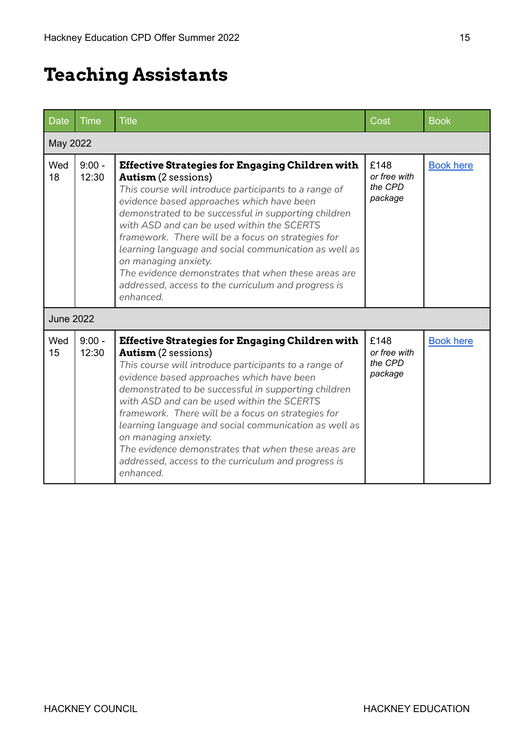# Teaching Assistants

| Date | Time | Title | Cost | Book |
|---|---|---|---|---|
| May 2022 | | | | |
| Wed 18 | 9:00 - 12:30 | **Effective Strategies for Engaging Children with Autism** (2 sessions)<br>*This course will introduce participants to a range of evidence based approaches which have been demonstrated to be successful in supporting children with ASD and can be used within the SCERTS framework. There will be a focus on strategies for learning language and social communication as well as on managing anxiety.*<br>*The evidence demonstrates that when these areas are addressed, access to the curriculum and progress is enhanced.* | £148 *or free with the CPD package* | Book here |
| June 2022 | | | | |
| Wed 15 | 9:00 - 12:30 | **Effective Strategies for Engaging Children with Autism** (2 sessions)<br>*This course will introduce participants to a range of evidence based approaches which have been demonstrated to be successful in supporting children with ASD and can be used within the SCERTS framework. There will be a focus on strategies for learning language and social communication as well as on managing anxiety.*<br>*The evidence demonstrates that when these areas are addressed, access to the curriculum and progress is enhanced.* | £148 *or free with the CPD package* | Book here |